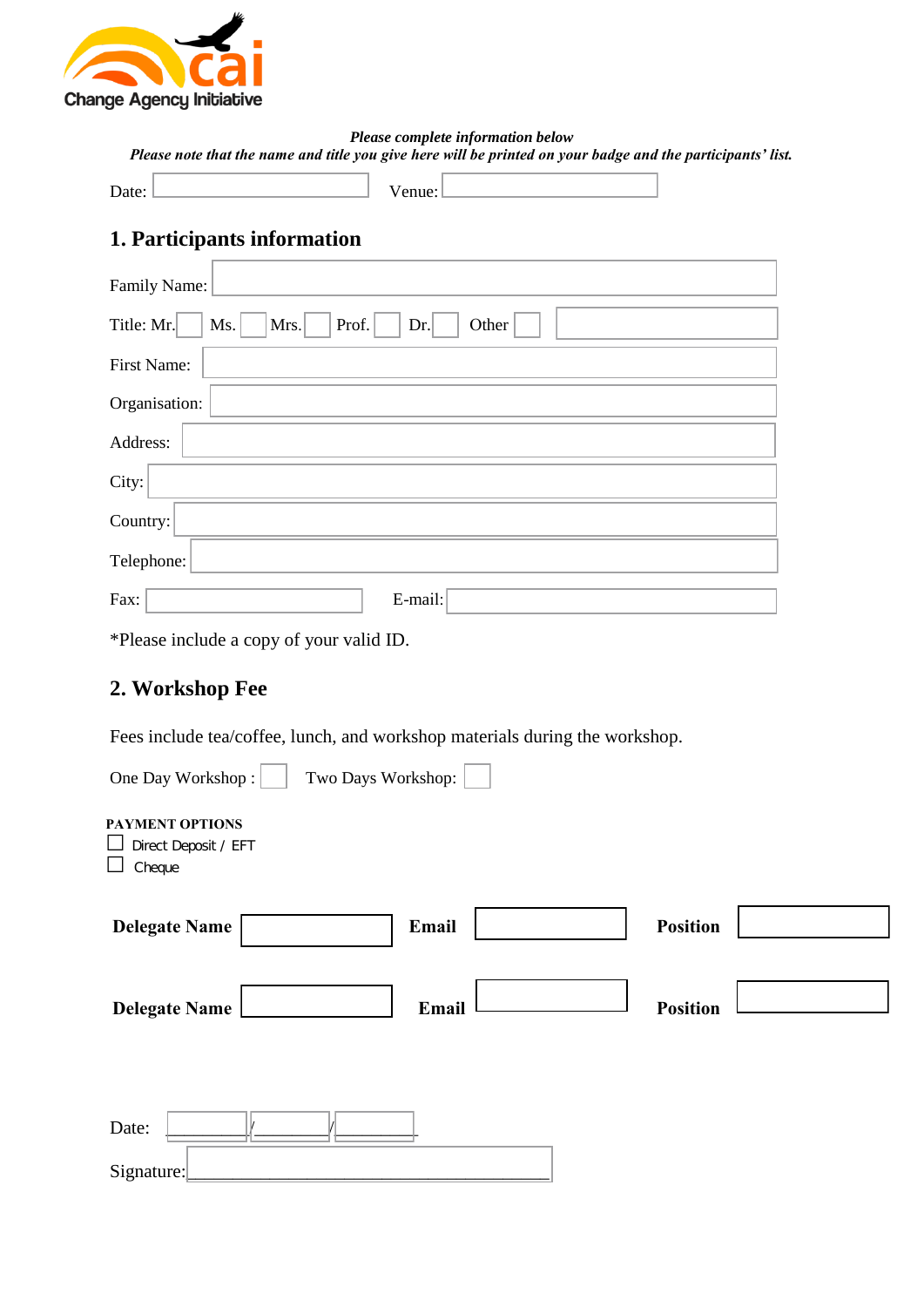Change Agency Initiative

*Please complete information below*

*Please note that the name and title you give here will be printed on your badge and the participants' list.*

Date: ______ Venue: ______

## 1. Participants information

Family Name: ______

Title: Mr. ☐ Ms. ☐ Mrs. ☐ Prof. ☐ Dr. ☐ Other ☐ ______

First Name: ______

Organisation: ______

Address: ______

City: ______

Country: ______

Telephone: ______

Fax: ______ E-mail: ______

*Please include a copy of your valid ID.

## 2. Workshop Fee

Fees include tea/coffee, lunch, and workshop materials during the workshop.

One Day Workshop : ☐ Two Days Workshop: ☐

**PAYMENT OPTIONS**

☐ Direct Deposit / EFT

☐ Cheque

**Delegate Name** ______ **Email** ______ **Position** ______

**Delegate Name** ______ **Email** ______ **Position** ______

Date: ______/______/______

Signature: ______________________________________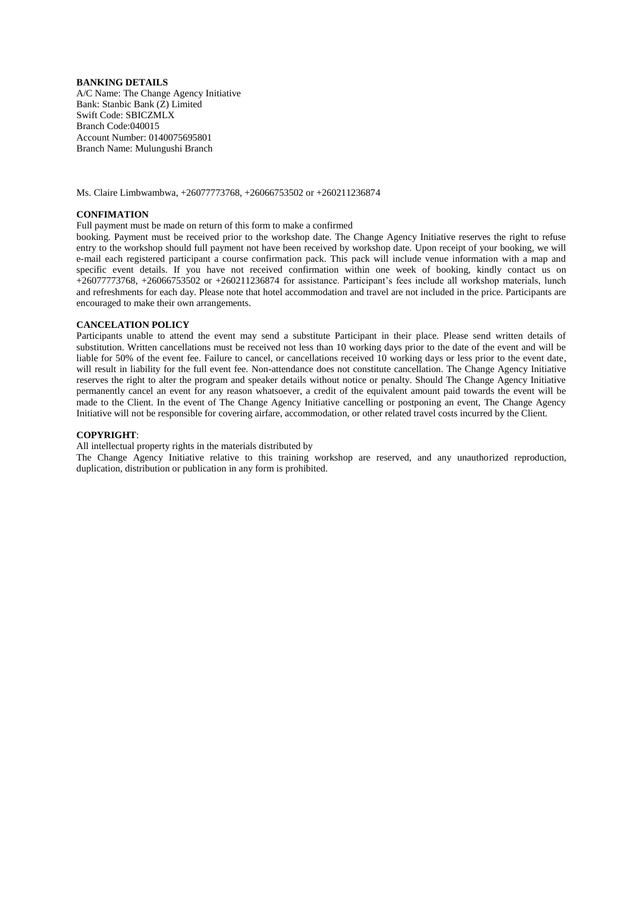**BANKING DETAILS**
A/C Name: The Change Agency Initiative
Bank: Stanbic Bank (Z) Limited
Swift Code: SBICZMLX
Branch Code:040015
Account Number: 0140075695801
Branch Name: Mulungushi Branch

Ms. Claire Limbwambwa, +26077773768, +26066753502 or +260211236874

**CONFIMATION**

Full payment must be made on return of this form to make a confirmed booking. Payment must be received prior to the workshop date. The Change Agency Initiative reserves the right to refuse entry to the workshop should full payment not have been received by workshop date. Upon receipt of your booking, we will e-mail each registered participant a course confirmation pack. This pack will include venue information with a map and specific event details. If you have not received confirmation within one week of booking, kindly contact us on +26077773768, +26066753502 or +260211236874 for assistance. Participant's fees include all workshop materials, lunch and refreshments for each day. Please note that hotel accommodation and travel are not included in the price. Participants are encouraged to make their own arrangements.

**CANCELATION POLICY**

Participants unable to attend the event may send a substitute Participant in their place. Please send written details of substitution. Written cancellations must be received not less than 10 working days prior to the date of the event and will be liable for 50% of the event fee. Failure to cancel, or cancellations received 10 working days or less prior to the event date, will result in liability for the full event fee. Non-attendance does not constitute cancellation. The Change Agency Initiative reserves the right to alter the program and speaker details without notice or penalty. Should The Change Agency Initiative permanently cancel an event for any reason whatsoever, a credit of the equivalent amount paid towards the event will be made to the Client. In the event of The Change Agency Initiative cancelling or postponing an event, The Change Agency Initiative will not be responsible for covering airfare, accommodation, or other related travel costs incurred by the Client.

**COPYRIGHT**:

All intellectual property rights in the materials distributed by The Change Agency Initiative relative to this training workshop are reserved, and any unauthorized reproduction, duplication, distribution or publication in any form is prohibited.